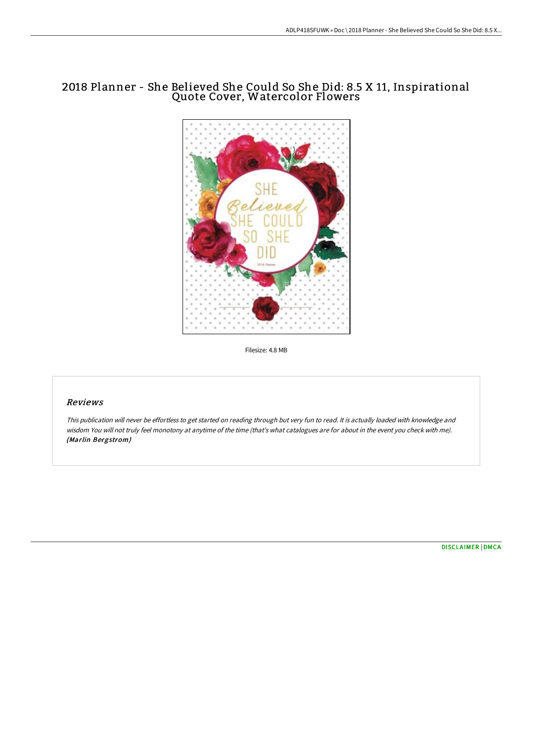# 2018 Planner - She Believed She Could So She Did: 8.5 X 11, Inspirational Quote Cover, Watercolor Flowers

Filesize: 4.8 MB

## *Reviews*

*This publication will never be effortless to get started on reading through but very fun to read. It is actually loaded with knowledge and wisdom You will not truly feel monotony at anytime of the time (that's what catalogues are for about in the event you check with me).*
***(Marlin Bergstrom)***

DISCLAIMER | DMCA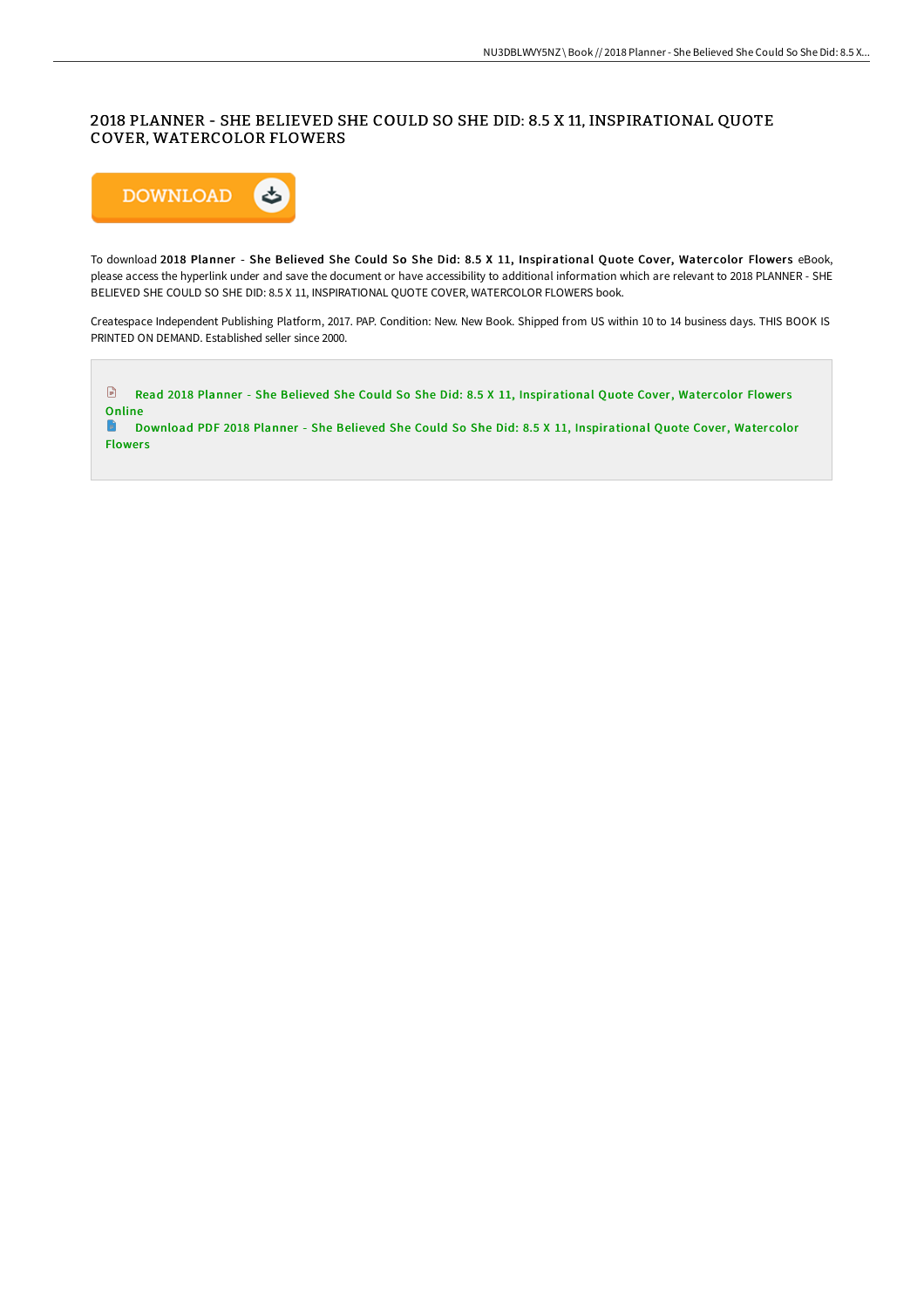## 2018 PLANNER - SHE BELIEVED SHE COULD SO SHE DID: 8.5 X 11, INSPIRATIONAL QUOTE COVER, WATERCOLOR FLOWERS

DOWNLOAD

To download **2018 Planner - She Believed She Could So She Did: 8.5 X 11, Inspirational Quote Cover, Watercolor Flowers** eBook, please access the hyperlink under and save the document or have accessibility to additional information which are relevant to 2018 PLANNER - SHE BELIEVED SHE COULD SO SHE DID: 8.5 X 11, INSPIRATIONAL QUOTE COVER, WATERCOLOR FLOWERS book.

Createspace Independent Publishing Platform, 2017. PAP. Condition: New. New Book. Shipped from US within 10 to 14 business days. THIS BOOK IS PRINTED ON DEMAND. Established seller since 2000.

Read 2018 Planner - She Believed She Could So She Did: 8.5 X 11, Inspirational Quote Cover, Watercolor Flowers Online

Download PDF 2018 Planner - She Believed She Could So She Did: 8.5 X 11, Inspirational Quote Cover, Watercolor Flowers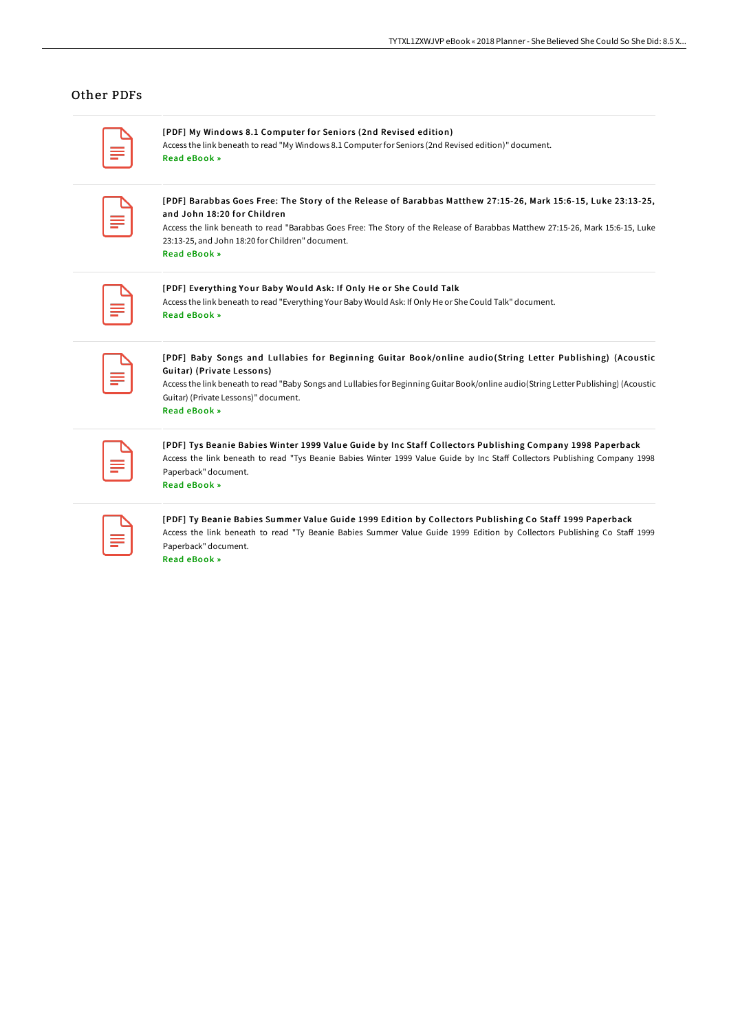## Other PDFs

**[PDF] My Windows 8.1 Computer for Seniors (2nd Revised edition)**

Access the link beneath to read "My Windows 8.1 Computer for Seniors (2nd Revised edition)" document.

Read eBook »

**[PDF] Barabbas Goes Free: The Story of the Release of Barabbas Matthew 27:15-26, Mark 15:6-15, Luke 23:13-25, and John 18:20 for Children**

Access the link beneath to read "Barabbas Goes Free: The Story of the Release of Barabbas Matthew 27:15-26, Mark 15:6-15, Luke 23:13-25, and John 18:20 for Children" document.

Read eBook »

**[PDF] Everything Your Baby Would Ask: If Only He or She Could Talk**

Access the link beneath to read "Everything Your Baby Would Ask: If Only He or She Could Talk" document.

Read eBook »

**[PDF] Baby Songs and Lullabies for Beginning Guitar Book/online audio(String Letter Publishing) (Acoustic Guitar) (Private Lessons)**

Access the link beneath to read "Baby Songs and Lullabies for Beginning Guitar Book/online audio(String Letter Publishing) (Acoustic Guitar) (Private Lessons)" document.

Read eBook »

**[PDF] Tys Beanie Babies Winter 1999 Value Guide by Inc Staff Collectors Publishing Company 1998 Paperback**

Access the link beneath to read "Tys Beanie Babies Winter 1999 Value Guide by Inc Staff Collectors Publishing Company 1998 Paperback" document.

Read eBook »

**[PDF] Ty Beanie Babies Summer Value Guide 1999 Edition by Collectors Publishing Co Staff 1999 Paperback**

Access the link beneath to read "Ty Beanie Babies Summer Value Guide 1999 Edition by Collectors Publishing Co Staff 1999 Paperback" document.

Read eBook »